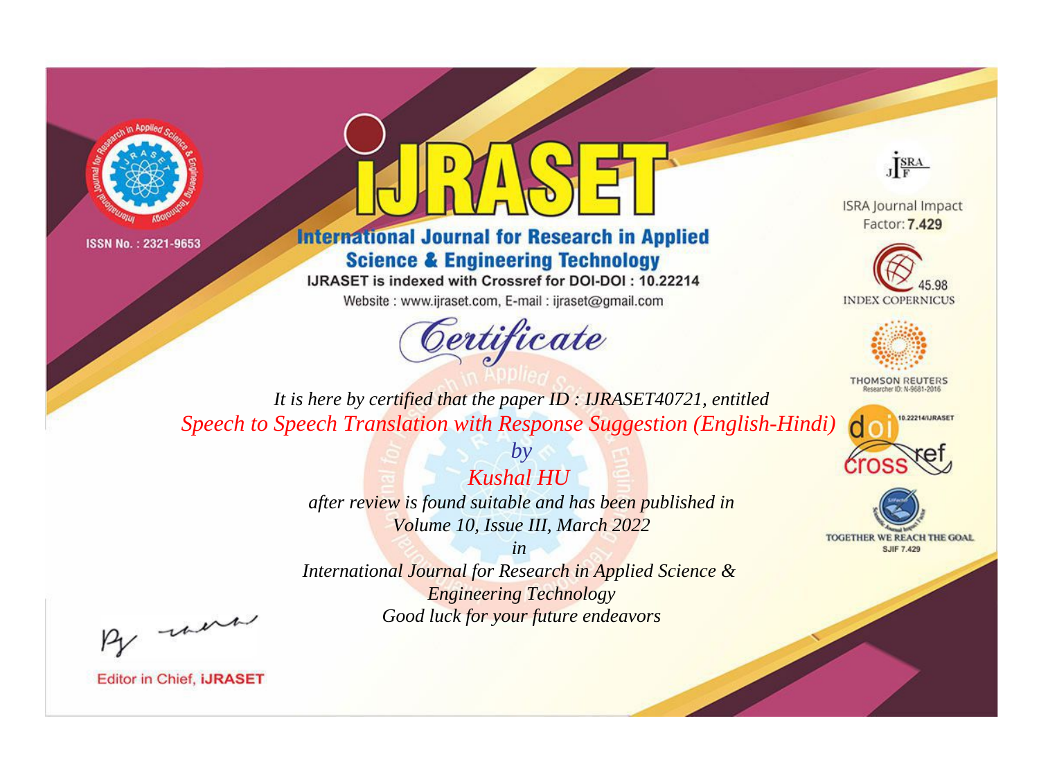ISSN No. : 2321-9653

# iJRASET

## International Journal for Research in Applied Science & Engineering Technology

IJRASET is indexed with Crossref for DOI-DOI : 10.22214

Website : www.ijraset.com, E-mail : ijraset@gmail.com

ISRA Journal Impact Factor: **7.429**

45.98 INDEX COPERNICUS

THOMSON REUTERS Researcher ID: N-9681-2016

10.22214/IJRASET

TOGETHER WE REACH THE GOAL SJIF 7.429

# *Certificate*

*It is here by certified that the paper ID : IJRASET40721, entitled*

*Speech to Speech Translation with Response Suggestion (English-Hindi)*

*by*

*Kushal HU*

*after review is found suitable and has been published in*

*Volume 10, Issue III, March 2022*

*in*

*International Journal for Research in Applied Science & Engineering Technology*

*Good luck for your future endeavors*

Editor in Chief, **iJRASET**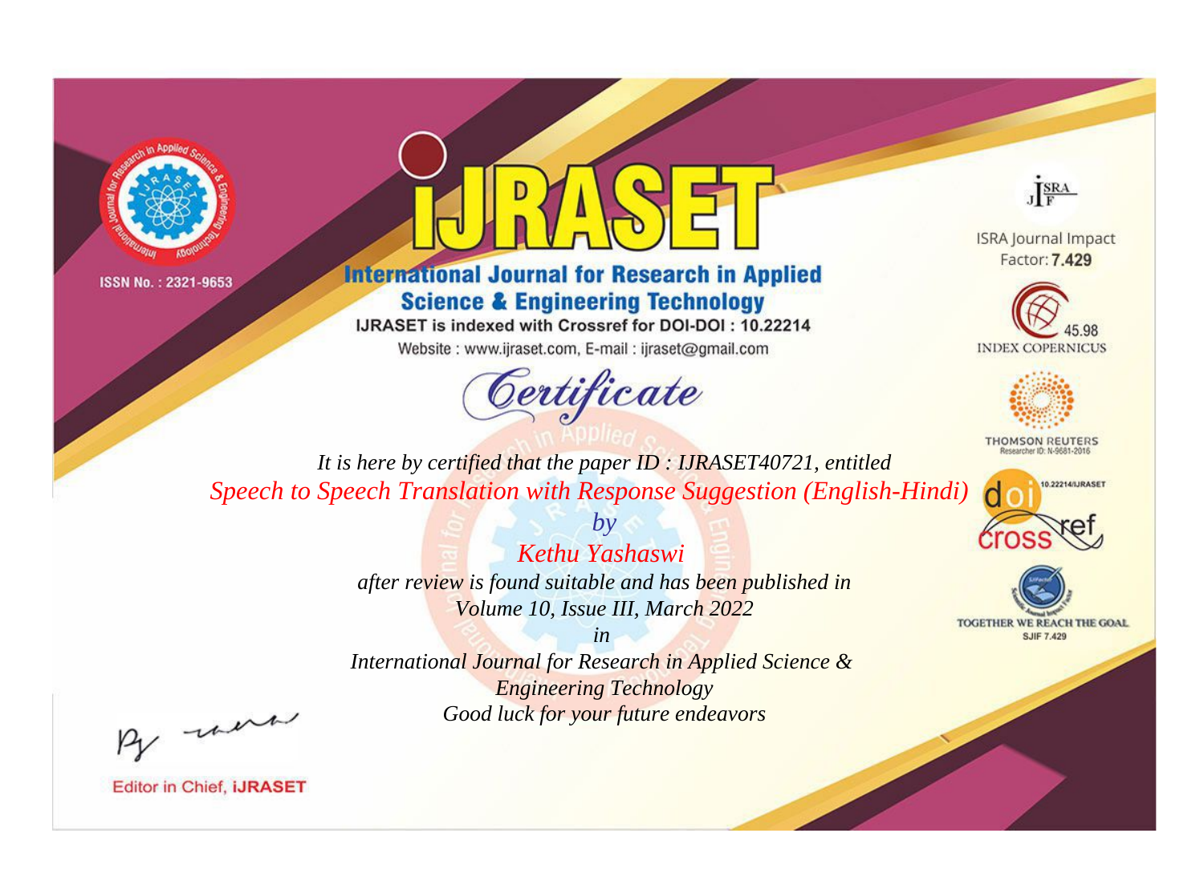ISSN No. : 2321-9653

# iJRASET

## International Journal for Research in Applied Science & Engineering Technology

IJRASET is indexed with Crossref for DOI-DOI : 10.22214

Website : www.ijraset.com, E-mail : ijraset@gmail.com

# Certificate

*It is here by certified that the paper ID : IJRASET40721, entitled*

*Speech to Speech Translation with Response Suggestion (English-Hindi)*

*by*

*Kethu Yashaswi*

*after review is found suitable and has been published in*

*Volume 10, Issue III, March 2022*

*in*

*International Journal for Research in Applied Science & Engineering Technology*

*Good luck for your future endeavors*

ISRA Journal Impact Factor: **7.429**

45.98 INDEX COPERNICUS

THOMSON REUTERS Researcher ID: N-9681-2016

10.22214/IJRASET

crossref

TOGETHER WE REACH THE GOAL SJIF 7.429

Editor in Chief, **iJRASET**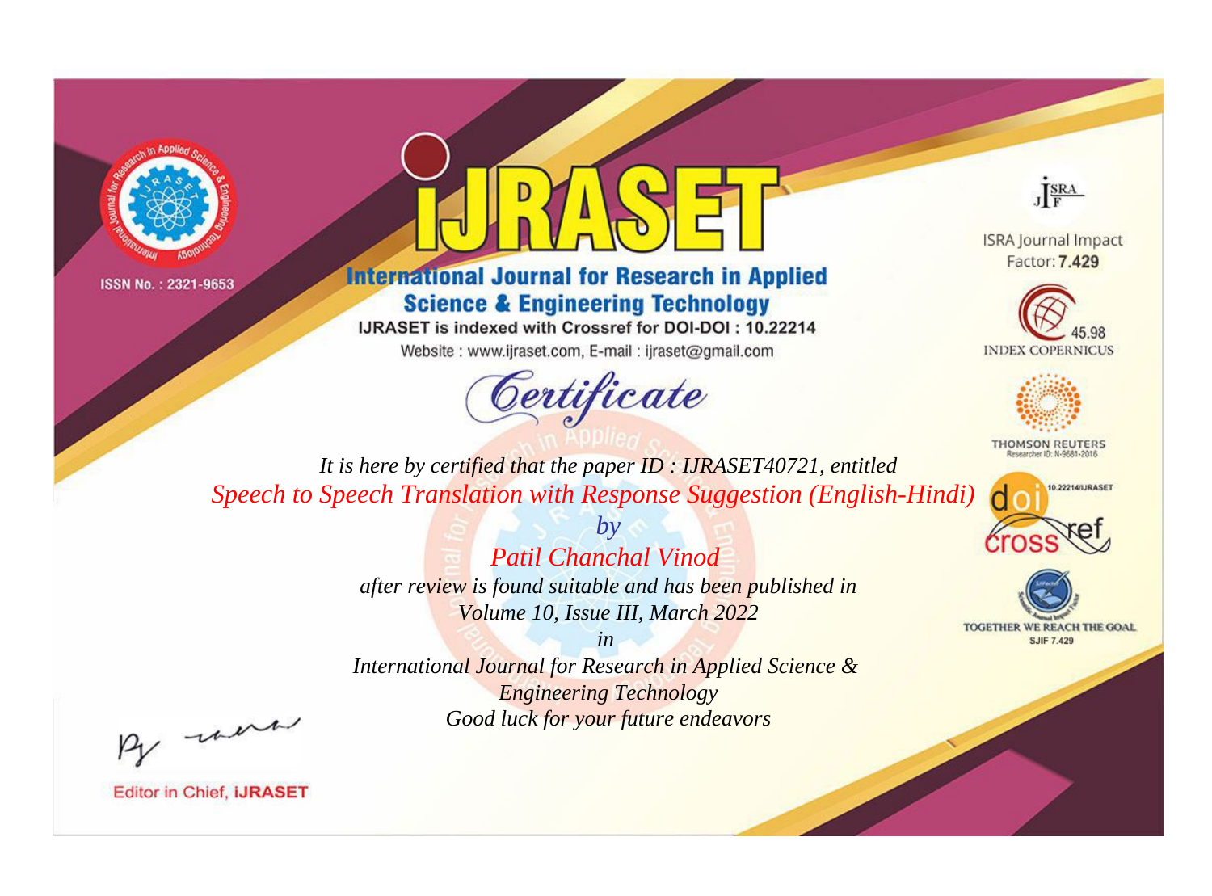ISSN No. : 2321-9653

# iJRASET

## International Journal for Research in Applied Science & Engineering Technology

IJRASET is indexed with Crossref for DOI-DOI : 10.22214

Website : www.ijraset.com, E-mail : ijraset@gmail.com

ISRA Journal Impact Factor: **7.429**

45.98 INDEX COPERNICUS

THOMSON REUTERS Researcher ID: N-9681-2016

10.22214/IJRASET

TOGETHER WE REACH THE GOAL SJIF 7.429

# *Certificate*

*It is here by certified that the paper ID : IJRASET40721, entitled*

*Speech to Speech Translation with Response Suggestion (English-Hindi)*

*by*

*Patil Chanchal Vinod*

*after review is found suitable and has been published in*

*Volume 10, Issue III, March 2022*

*in*

*International Journal for Research in Applied Science & Engineering Technology*

*Good luck for your future endeavors*

Editor in Chief, **iJRASET**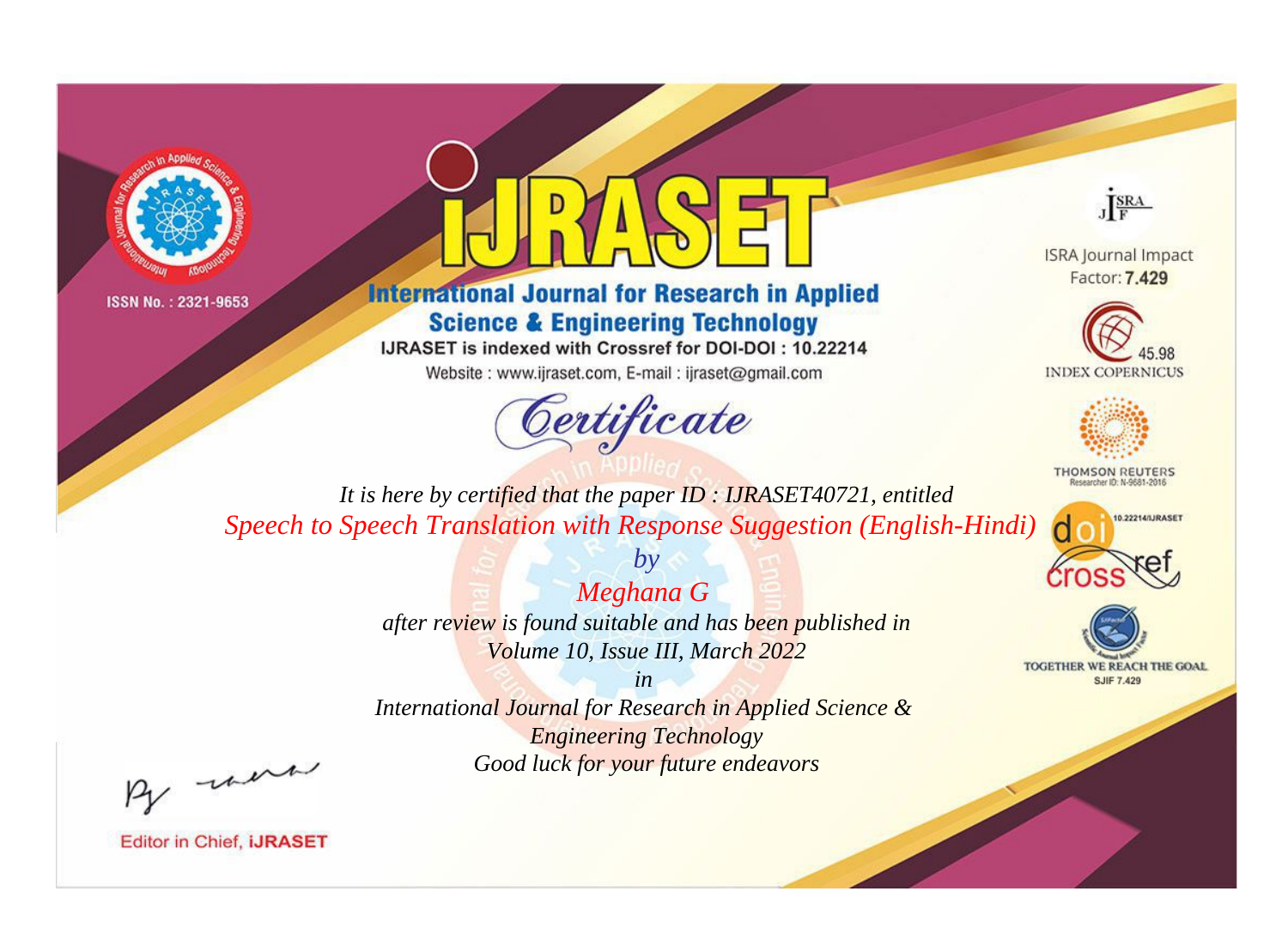ISSN No. : 2321-9653

# IJRASET

## International Journal for Research in Applied Science & Engineering Technology

IJRASET is indexed with Crossref for DOI-DOI : 10.22214

Website : www.ijraset.com, E-mail : ijraset@gmail.com

ISRA Journal Impact Factor: **7.429**

45.98 INDEX COPERNICUS

THOMSON REUTERS Researcher ID: N-9681-2016

10.22214/IJRASET

TOGETHER WE REACH THE GOAL SJIF 7.429

*Certificate*

*It is here by certified that the paper ID : IJRASET40721, entitled*

*Speech to Speech Translation with Response Suggestion (English-Hindi)*

*by*

*Meghana G*

*after review is found suitable and has been published in*

*Volume 10, Issue III, March 2022*

*in*

*International Journal for Research in Applied Science & Engineering Technology*

*Good luck for your future endeavors*

Editor in Chief, **IJRASET**